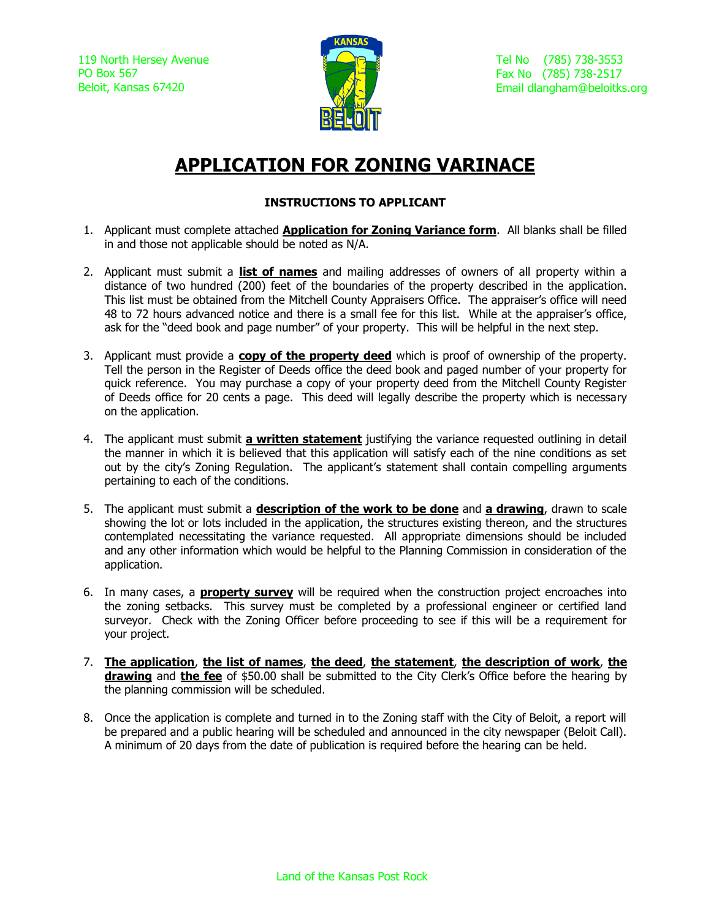119 North Hersey Avenue
PO Box 567
Beloit, Kansas 67420

Tel No (785) 738-3553
Fax No (785) 738-2517
Email dlangham@beloitks.org

# APPLICATION FOR ZONING VARINACE

### INSTRUCTIONS TO APPLICANT

1. Applicant must complete attached **Application for Zoning Variance form**. All blanks shall be filled in and those not applicable should be noted as N/A.

2. Applicant must submit a **list of names** and mailing addresses of owners of all property within a distance of two hundred (200) feet of the boundaries of the property described in the application. This list must be obtained from the Mitchell County Appraisers Office. The appraiser's office will need 48 to 72 hours advanced notice and there is a small fee for this list. While at the appraiser's office, ask for the "deed book and page number" of your property. This will be helpful in the next step.

3. Applicant must provide a **copy of the property deed** which is proof of ownership of the property. Tell the person in the Register of Deeds office the deed book and paged number of your property for quick reference. You may purchase a copy of your property deed from the Mitchell County Register of Deeds office for 20 cents a page. This deed will legally describe the property which is necessary on the application.

4. The applicant must submit **a written statement** justifying the variance requested outlining in detail the manner in which it is believed that this application will satisfy each of the nine conditions as set out by the city's Zoning Regulation. The applicant's statement shall contain compelling arguments pertaining to each of the conditions.

5. The applicant must submit a **description of the work to be done** and **a drawing**, drawn to scale showing the lot or lots included in the application, the structures existing thereon, and the structures contemplated necessitating the variance requested. All appropriate dimensions should be included and any other information which would be helpful to the Planning Commission in consideration of the application.

6. In many cases, a **property survey** will be required when the construction project encroaches into the zoning setbacks. This survey must be completed by a professional engineer or certified land surveyor. Check with the Zoning Officer before proceeding to see if this will be a requirement for your project.

7. **The application**, **the list of names**, **the deed**, **the statement**, **the description of work**, **the drawing** and **the fee** of $50.00 shall be submitted to the City Clerk's Office before the hearing by the planning commission will be scheduled.

8. Once the application is complete and turned in to the Zoning staff with the City of Beloit, a report will be prepared and a public hearing will be scheduled and announced in the city newspaper (Beloit Call). A minimum of 20 days from the date of publication is required before the hearing can be held.

Land of the Kansas Post Rock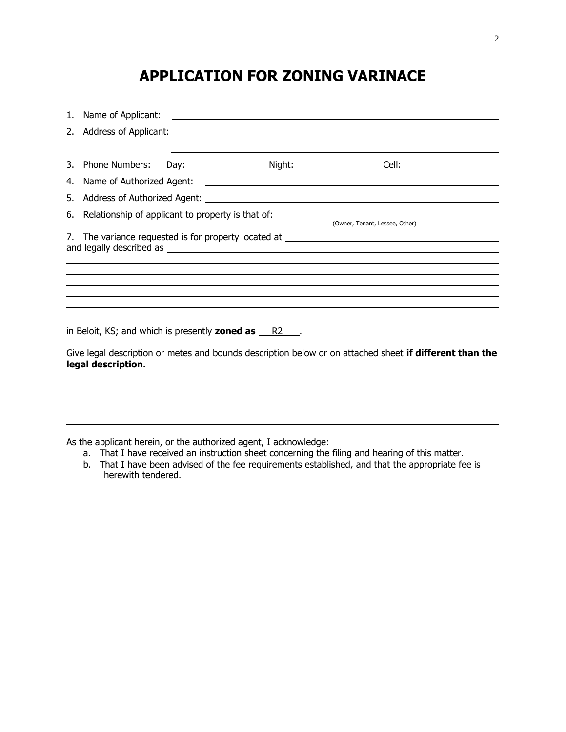# APPLICATION FOR ZONING VARINACE

1. Name of Applicant: ______________________________________________
2. Address of Applicant: ______________________________________________
______________________________________________
3. Phone Numbers: Day: ______________ Night: ______________ Cell: ______________
4. Name of Authorized Agent: ______________________________________________
5. Address of Authorized Agent: ______________________________________________
6. Relationship of applicant to property is that of: ______________________________________________
(Owner, Tenant, Lessee, Other)
7. The variance requested is for property located at ______________________________________________
and legally described as ______________________________________________
______________________________________________
______________________________________________
______________________________________________
______________________________________________
______________________________________________
______________________________________________

in Beloit, KS; and which is presently **zoned as** R2 .

Give legal description or metes and bounds description below or on attached sheet **if different than the legal description.**

______________________________________________
______________________________________________
______________________________________________
______________________________________________
______________________________________________

As the applicant herein, or the authorized agent, I acknowledge:

a. That I have received an instruction sheet concerning the filing and hearing of this matter.
b. That I have been advised of the fee requirements established, and that the appropriate fee is herewith tendered.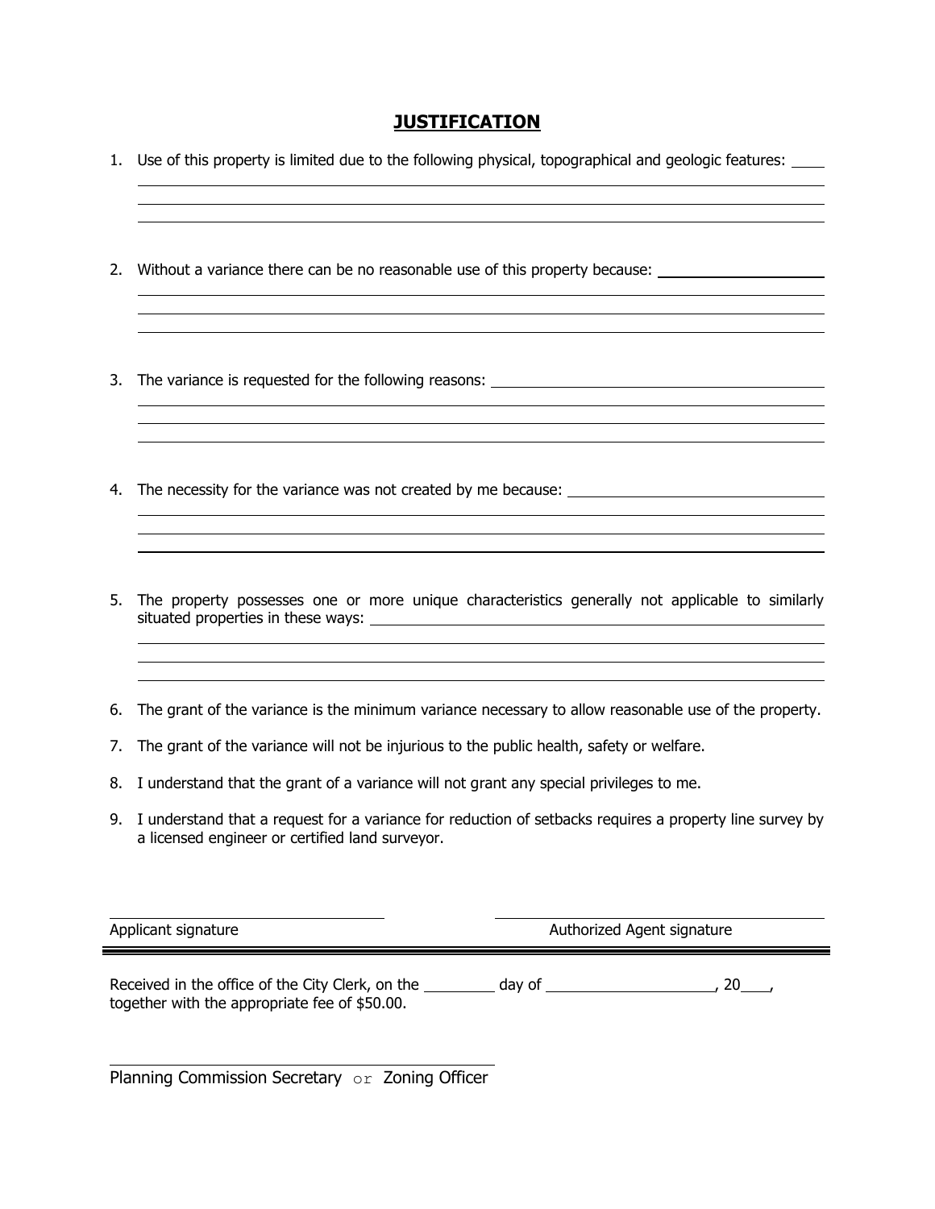# JUSTIFICATION

1. Use of this property is limited due to the following physical, topographical and geologic features: ____

2. Without a variance there can be no reasonable use of this property because: ____

3. The variance is requested for the following reasons: ____

4. The necessity for the variance was not created by me because: ____

5. The property possesses one or more unique characteristics generally not applicable to similarly situated properties in these ways: ____

6. The grant of the variance is the minimum variance necessary to allow reasonable use of the property.

7. The grant of the variance will not be injurious to the public health, safety or welfare.

8. I understand that the grant of a variance will not grant any special privileges to me.

9. I understand that a request for a variance for reduction of setbacks requires a property line survey by a licensed engineer or certified land surveyor.

______________________ Applicant signature

______________________ Authorized Agent signature

---

Received in the office of the City Clerk, on the ________ day of ____________________, 20___, together with the appropriate fee of $50.00.

______________________

Planning Commission Secretary or Zoning Officer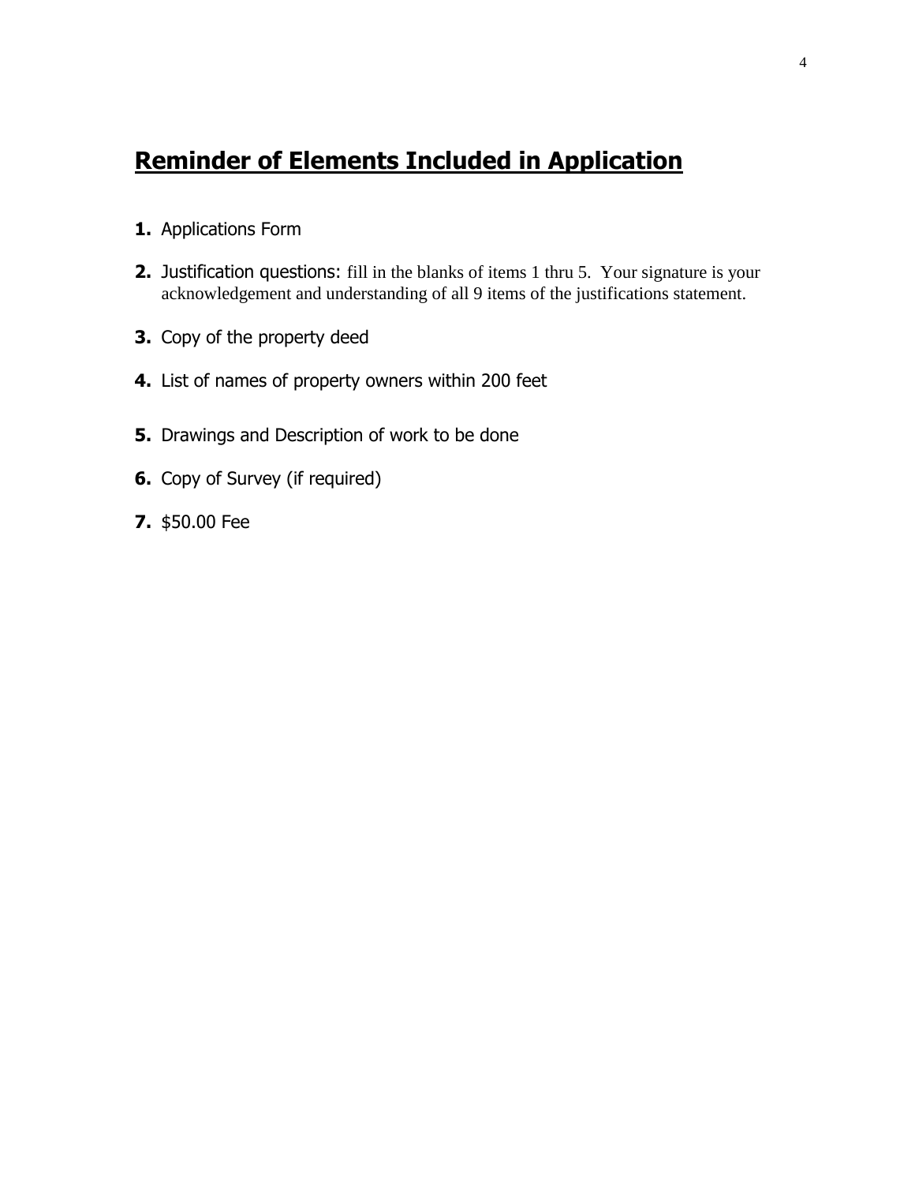## **Reminder of Elements Included in Application**

1. Applications Form
2. Justification questions: fill in the blanks of items 1 thru 5. Your signature is your acknowledgement and understanding of all 9 items of the justifications statement.
3. Copy of the property deed
4. List of names of property owners within 200 feet
5. Drawings and Description of work to be done
6. Copy of Survey (if required)
7. $50.00 Fee